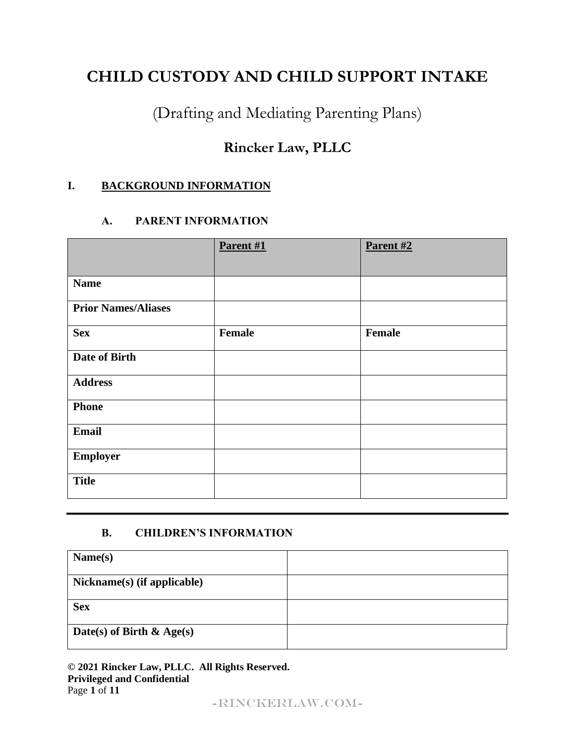# CHILD CUSTODY AND CHILD SUPPORT INTAKE

## (Drafting and Mediating Parenting Plans)

## Rincker Law, PLLC

### I. BACKGROUND INFORMATION

#### A. PARENT INFORMATION

| | **Parent #1** | **Parent #2** |
|---|---|---|
| **Name** | | |
| **Prior Names/Aliases** | | |
| **Sex** | **Female** | **Female** |
| **Date of Birth** | | |
| **Address** | | |
| **Phone** | | |
| **Email** | | |
| **Employer** | | |
| **Title** | | |

---

#### B. CHILDREN'S INFORMATION

| | |
|---|---|
| **Name(s)** | |
| **Nickname(s) (if applicable)** | |
| **Sex** | |
| **Date(s) of Birth & Age(s)** | |

**© 2021 Rincker Law, PLLC. All Rights Reserved.**
**Privileged and Confidential**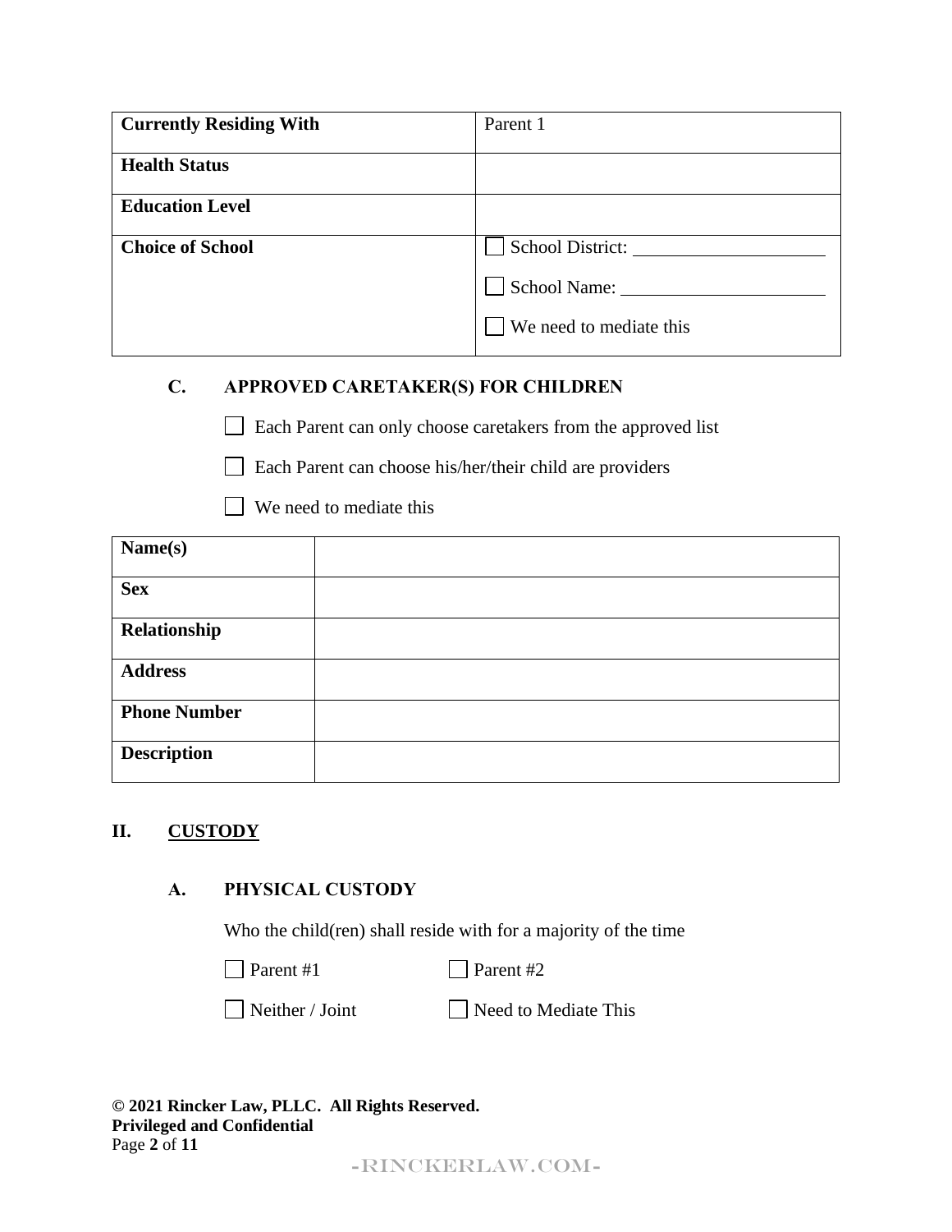| | |
|---|---|
| **Currently Residing With** | Parent 1 |
| **Health Status** | |
| **Education Level** | |
| **Choice of School** | ☐ School District: \_\_\_\_\_\_\_\_\_\_\_\_\_\_\_\_\_\_\_\_ ☐ School Name: \_\_\_\_\_\_\_\_\_\_\_\_\_\_\_\_\_\_\_\_ ☐ We need to mediate this |

### C. APPROVED CARETAKER(S) FOR CHILDREN

☐ Each Parent can only choose caretakers from the approved list

☐ Each Parent can choose his/her/their child are providers

☐ We need to mediate this

| | |
|---|---|
| **Name(s)** | |
| **Sex** | |
| **Relationship** | |
| **Address** | |
| **Phone Number** | |
| **Description** | |

## II. <u>CUSTODY</u>

### A. PHYSICAL CUSTODY

Who the child(ren) shall reside with for a majority of the time

☐ Parent #1 ☐ Parent #2

☐ Neither / Joint ☐ Need to Mediate This

**© 2021 Rincker Law, PLLC. All Rights Reserved.**
**Privileged and Confidential**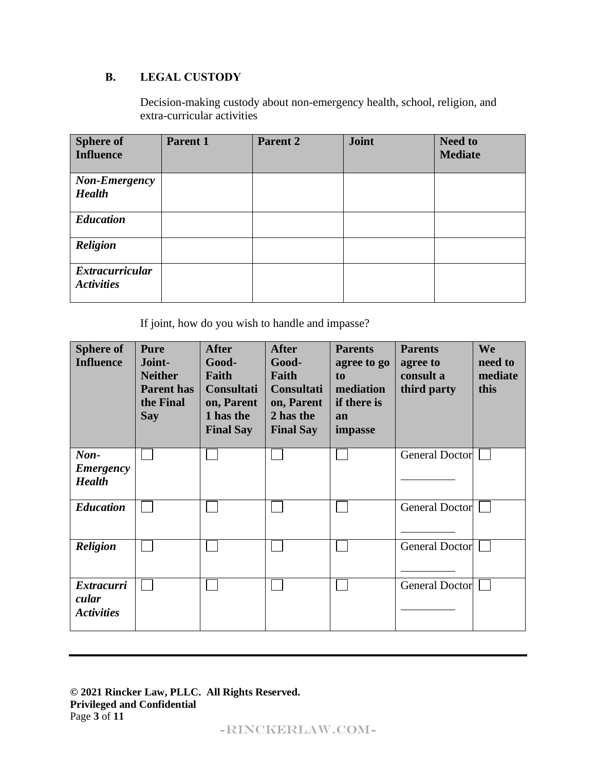### B. LEGAL CUSTODY

Decision-making custody about non-emergency health, school, religion, and extra-curricular activities

| Sphere of Influence | Parent 1 | Parent 2 | Joint | Need to Mediate |
|---|---|---|---|---|
| ***Non-Emergency Health*** | | | | |
| ***Education*** | | | | |
| ***Religion*** | | | | |
| ***Extracurricular Activities*** | | | | |

If joint, how do you wish to handle and impasse?

| Sphere of Influence | Pure Joint-Neither Parent has the Final Say | After Good-Faith Consultation, Parent 1 has the Final Say | After Good-Faith Consultation, Parent 2 has the Final Say | Parents agree to go to mediation if there is an impasse | Parents agree to consult a third party | We need to mediate this |
|---|---|---|---|---|---|---|
| ***Non-Emergency Health*** | ☐ | ☐ | ☐ | ☐ | General Doctor ________ | ☐ |
| ***Education*** | ☐ | ☐ | ☐ | ☐ | General Doctor ________ | ☐ |
| ***Religion*** | ☐ | ☐ | ☐ | ☐ | General Doctor ________ | ☐ |
| ***Extracurricular Activities*** | ☐ | ☐ | ☐ | ☐ | General Doctor ________ | ☐ |

**© 2021 Rincker Law, PLLC. All Rights Reserved.**
**Privileged and Confidential**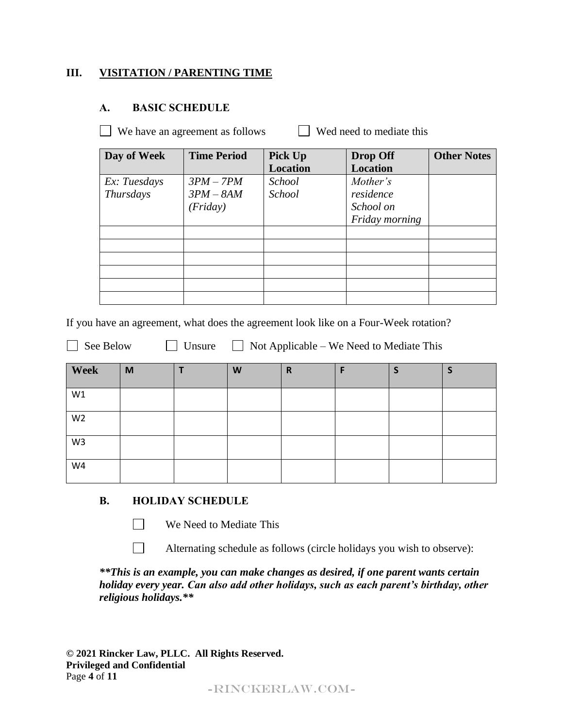## III. VISITATION / PARENTING TIME

### A. BASIC SCHEDULE

☐ We have an agreement as follows ☐ Wed need to mediate this

| Day of Week | Time Period | Pick Up Location | Drop Off Location | Other Notes |
|---|---|---|---|---|
| *Ex: Tuesdays* *Thursdays* | *3PM – 7PM* *3PM – 8AM (Friday)* | *School* *School* | *Mother's residence* *School on Friday morning* | |
| | | | | |
| | | | | |
| | | | | |
| | | | | |
| | | | | |
| | | | | |

If you have an agreement, what does the agreement look like on a Four-Week rotation?

☐ See Below ☐ Unsure ☐ Not Applicable – We Need to Mediate This

| Week | M | T | W | R | F | S | S |
|---|---|---|---|---|---|---|---|
| W1 | | | | | | | |
| W2 | | | | | | | |
| W3 | | | | | | | |
| W4 | | | | | | | |

### B. HOLIDAY SCHEDULE

☐ We Need to Mediate This

☐ Alternating schedule as follows (circle holidays you wish to observe):

***\*\*This is an example, you can make changes as desired, if one parent wants certain holiday every year. Can also add other holidays, such as each parent's birthday, other religious holidays.\*\****

**© 2021 Rincker Law, PLLC. All Rights Reserved.**
**Privileged and Confidential**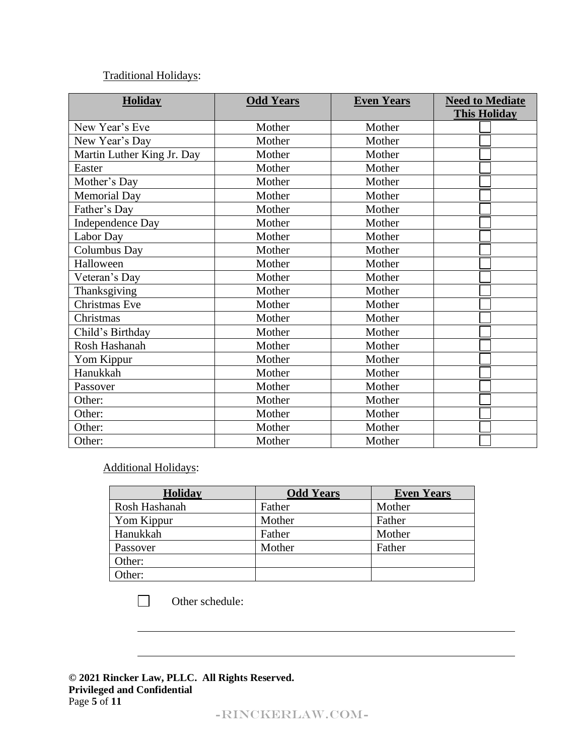Traditional Holidays:

| **Holiday** | **Odd Years** | **Even Years** | **Need to Mediate This Holiday** |
|---|---|---|---|
| New Year's Eve | Mother | Mother | ☐ |
| New Year's Day | Mother | Mother | ☐ |
| Martin Luther King Jr. Day | Mother | Mother | ☐ |
| Easter | Mother | Mother | ☐ |
| Mother's Day | Mother | Mother | ☐ |
| Memorial Day | Mother | Mother | ☐ |
| Father's Day | Mother | Mother | ☐ |
| Independence Day | Mother | Mother | ☐ |
| Labor Day | Mother | Mother | ☐ |
| Columbus Day | Mother | Mother | ☐ |
| Halloween | Mother | Mother | ☐ |
| Veteran's Day | Mother | Mother | ☐ |
| Thanksgiving | Mother | Mother | ☐ |
| Christmas Eve | Mother | Mother | ☐ |
| Christmas | Mother | Mother | ☐ |
| Child's Birthday | Mother | Mother | ☐ |
| Rosh Hashanah | Mother | Mother | ☐ |
| Yom Kippur | Mother | Mother | ☐ |
| Hanukkah | Mother | Mother | ☐ |
| Passover | Mother | Mother | ☐ |
| Other: | Mother | Mother | ☐ |
| Other: | Mother | Mother | ☐ |
| Other: | Mother | Mother | ☐ |
| Other: | Mother | Mother | ☐ |

Additional Holidays:

| **Holiday** | **Odd Years** | **Even Years** |
|---|---|---|
| Rosh Hashanah | Father | Mother |
| Yom Kippur | Mother | Father |
| Hanukkah | Father | Mother |
| Passover | Mother | Father |
| Other: | | |
| Other: | | |

☐ Other schedule:

______________________________________________________________

______________________________________________________________

**© 2021 Rincker Law, PLLC. All Rights Reserved.**
**Privileged and Confidential**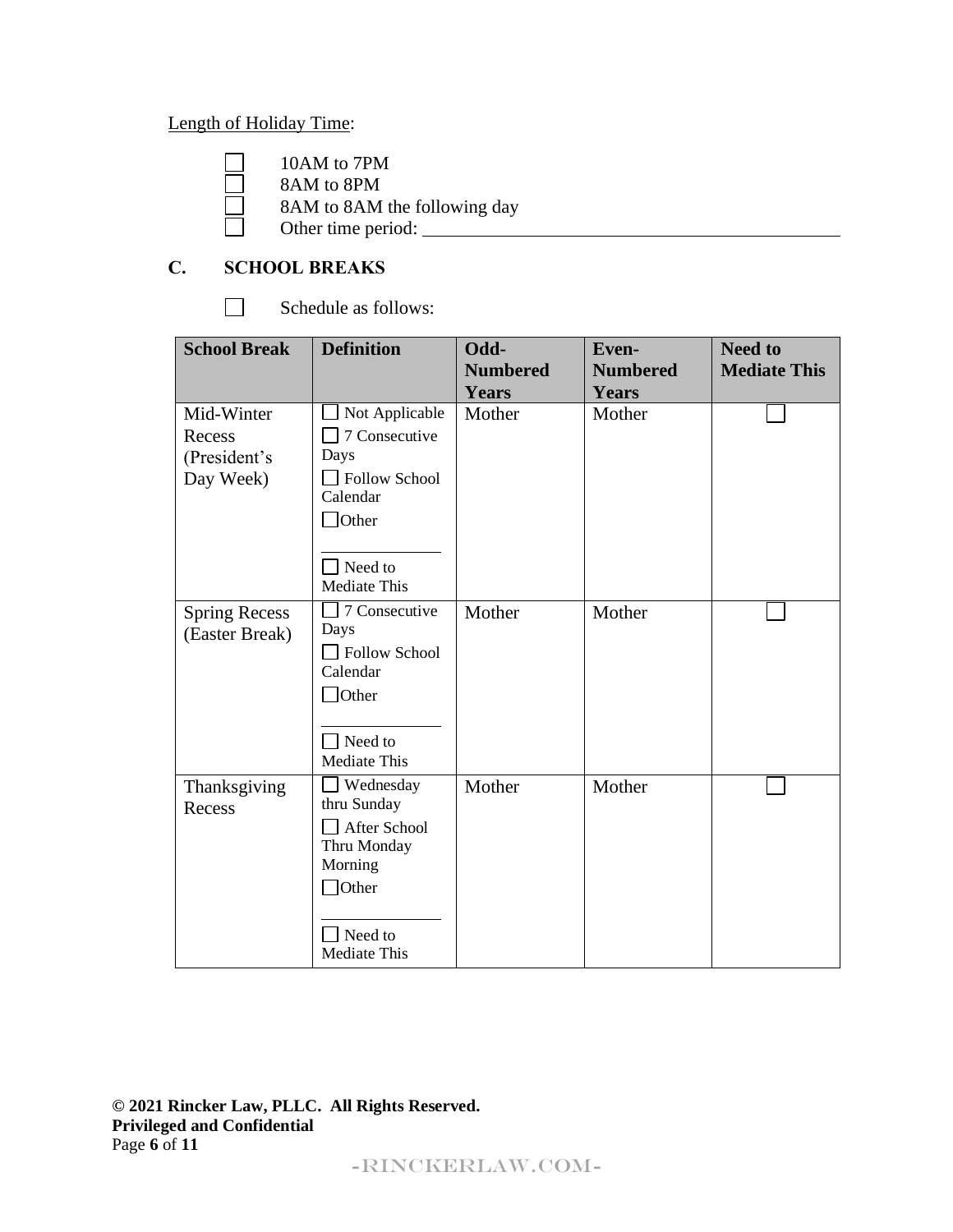Length of Holiday Time:

- ☐ 10AM to 7PM
- ☐ 8AM to 8PM
- ☐ 8AM to 8AM the following day
- ☐ Other time period: ________________________________

## C. SCHOOL BREAKS

☐ Schedule as follows:

| School Break | Definition | Odd-Numbered Years | Even-Numbered Years | Need to Mediate This |
|---|---|---|---|---|
| Mid-Winter Recess (President's Day Week) | ☐ Not Applicable<br>☐ 7 Consecutive Days<br>☐ Follow School Calendar<br>☐ Other ____________<br>☐ Need to Mediate This | Mother | Mother | ☐ |
| Spring Recess (Easter Break) | ☐ 7 Consecutive Days<br>☐ Follow School Calendar<br>☐ Other ____________<br>☐ Need to Mediate This | Mother | Mother | ☐ |
| Thanksgiving Recess | ☐ Wednesday thru Sunday<br>☐ After School Thru Monday Morning<br>☐ Other ____________<br>☐ Need to Mediate This | Mother | Mother | ☐ |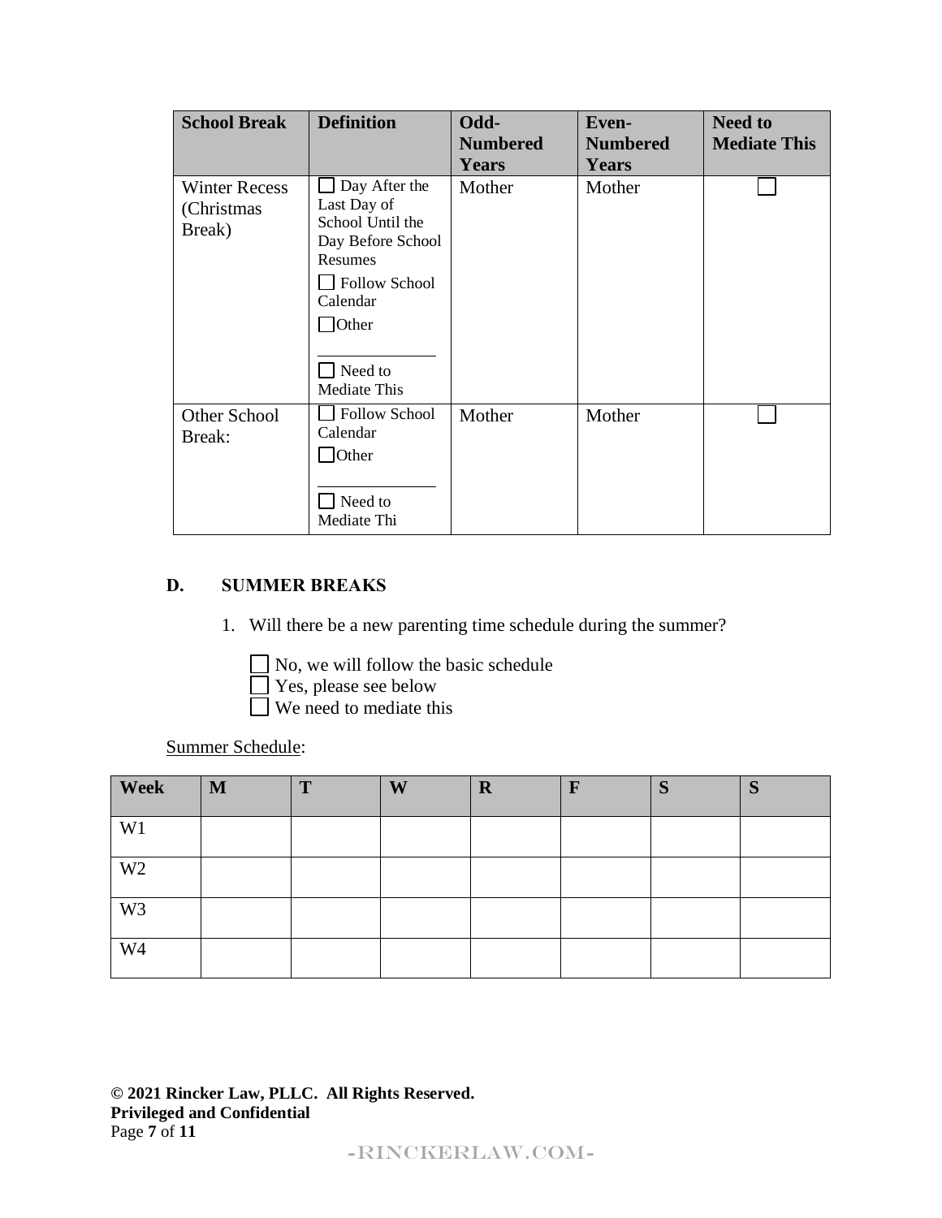| School Break | Definition | Odd-Numbered Years | Even-Numbered Years | Need to Mediate This |
|---|---|---|---|---|
| Winter Recess (Christmas Break) | ☐ Day After the Last Day of School Until the Day Before School Resumes<br>☐ Follow School Calendar<br>☐ Other<br>\_\_\_\_\_\_\_\_\_\_\_\_<br>☐ Need to Mediate This | Mother | Mother | ☐ |
| Other School Break: | ☐ Follow School Calendar<br>☐ Other<br>\_\_\_\_\_\_\_\_\_\_\_\_<br>☐ Need to Mediate Thi | Mother | Mother | ☐ |

### D. SUMMER BREAKS

1. Will there be a new parenting time schedule during the summer?

   ☐ No, we will follow the basic schedule
   ☐ Yes, please see below
   ☐ We need to mediate this

<u>Summer Schedule</u>:

| Week | M | T | W | R | F | S | S |
|---|---|---|---|---|---|---|---|
| W1 | | | | | | | |
| W2 | | | | | | | |
| W3 | | | | | | | |
| W4 | | | | | | | |

**© 2021 Rincker Law, PLLC. All Rights Reserved.**
**Privileged and Confidential**

-RINCKERLAW.COM-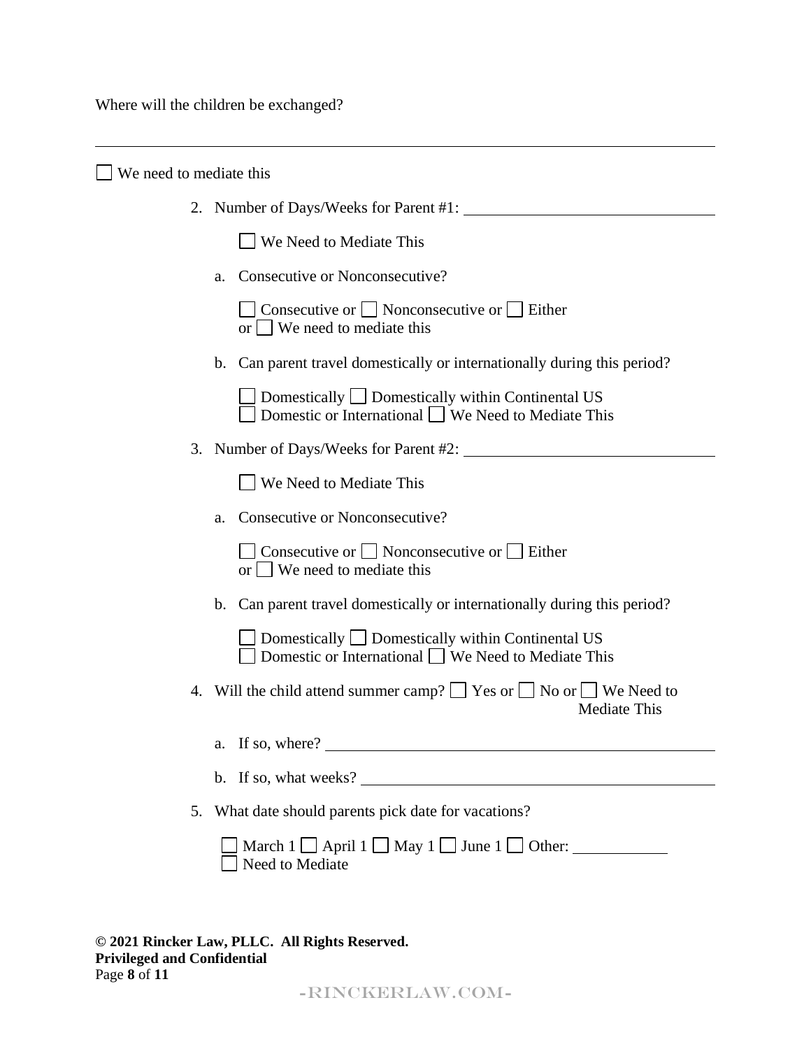Where will the children be exchanged?

______________________________________________________________________

☐ We need to mediate this

2. Number of Days/Weeks for Parent #1: ______________________________

   ☐ We Need to Mediate This

   a. Consecutive or Nonconsecutive?

      ☐ Consecutive or ☐ Nonconsecutive or ☐ Either
      or ☐ We need to mediate this

   b. Can parent travel domestically or internationally during this period?

      ☐ Domestically ☐ Domestically within Continental US
      ☐ Domestic or International ☐ We Need to Mediate This

3. Number of Days/Weeks for Parent #2: ______________________________

   ☐ We Need to Mediate This

   a. Consecutive or Nonconsecutive?

      ☐ Consecutive or ☐ Nonconsecutive or ☐ Either
      or ☐ We need to mediate this

   b. Can parent travel domestically or internationally during this period?

      ☐ Domestically ☐ Domestically within Continental US
      ☐ Domestic or International ☐ We Need to Mediate This

4. Will the child attend summer camp? ☐ Yes or ☐ No or ☐ We Need to Mediate This

   a. If so, where? ______________________________

   b. If so, what weeks? ______________________________

5. What date should parents pick date for vacations?

   ☐ March 1 ☐ April 1 ☐ May 1 ☐ June 1 ☐ Other: ____________
   ☐ Need to Mediate

**© 2021 Rincker Law, PLLC. All Rights Reserved.**
**Privileged and Confidential**

-RINCKERLAW.COM-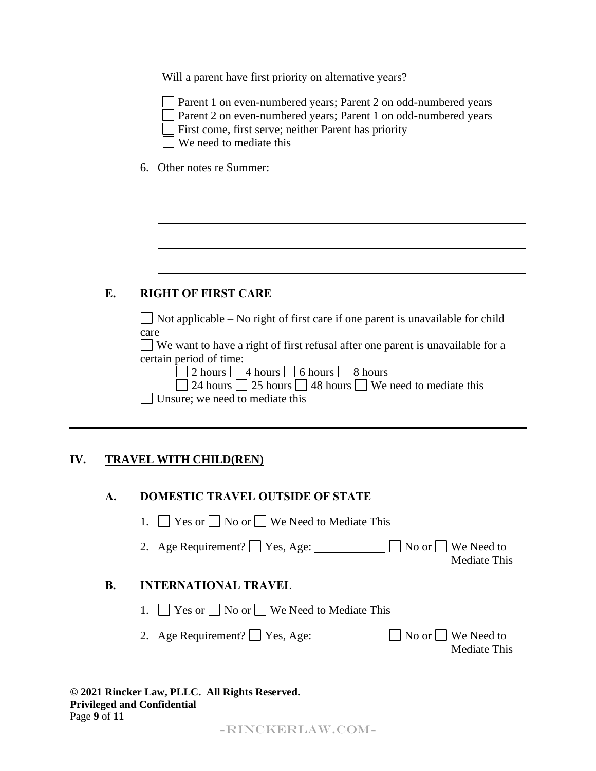Will a parent have first priority on alternative years?

☐ Parent 1 on even-numbered years; Parent 2 on odd-numbered years
☐ Parent 2 on even-numbered years; Parent 1 on odd-numbered years
☐ First come, first serve; neither Parent has priority
☐ We need to mediate this

6. Other notes re Summer:

\_\_\_\_\_\_\_\_\_\_\_\_\_\_\_\_\_\_\_\_\_\_\_\_\_\_\_\_\_\_\_\_\_\_\_\_\_\_\_\_\_\_\_\_\_\_\_\_\_\_\_\_\_\_\_\_\_\_

\_\_\_\_\_\_\_\_\_\_\_\_\_\_\_\_\_\_\_\_\_\_\_\_\_\_\_\_\_\_\_\_\_\_\_\_\_\_\_\_\_\_\_\_\_\_\_\_\_\_\_\_\_\_\_\_\_\_

\_\_\_\_\_\_\_\_\_\_\_\_\_\_\_\_\_\_\_\_\_\_\_\_\_\_\_\_\_\_\_\_\_\_\_\_\_\_\_\_\_\_\_\_\_\_\_\_\_\_\_\_\_\_\_\_\_\_

\_\_\_\_\_\_\_\_\_\_\_\_\_\_\_\_\_\_\_\_\_\_\_\_\_\_\_\_\_\_\_\_\_\_\_\_\_\_\_\_\_\_\_\_\_\_\_\_\_\_\_\_\_\_\_\_\_\_

### E. RIGHT OF FIRST CARE

☐ Not applicable – No right of first care if one parent is unavailable for child care
☐ We want to have a right of first refusal after one parent is unavailable for a certain period of time:
  ☐ 2 hours ☐ 4 hours ☐ 6 hours ☐ 8 hours
  ☐ 24 hours ☐ 25 hours ☐ 48 hours ☐ We need to mediate this
☐ Unsure; we need to mediate this

---

## IV. TRAVEL WITH CHILD(REN)

### A. DOMESTIC TRAVEL OUTSIDE OF STATE

1. ☐ Yes or ☐ No or ☐ We Need to Mediate This
2. Age Requirement? ☐ Yes, Age: \_\_\_\_\_\_\_\_\_\_\_\_ ☐ No or ☐ We Need to Mediate This

### B. INTERNATIONAL TRAVEL

1. ☐ Yes or ☐ No or ☐ We Need to Mediate This
2. Age Requirement? ☐ Yes, Age: \_\_\_\_\_\_\_\_\_\_\_\_ ☐ No or ☐ We Need to Mediate This

**© 2021 Rincker Law, PLLC. All Rights Reserved.**
**Privileged and Confidential**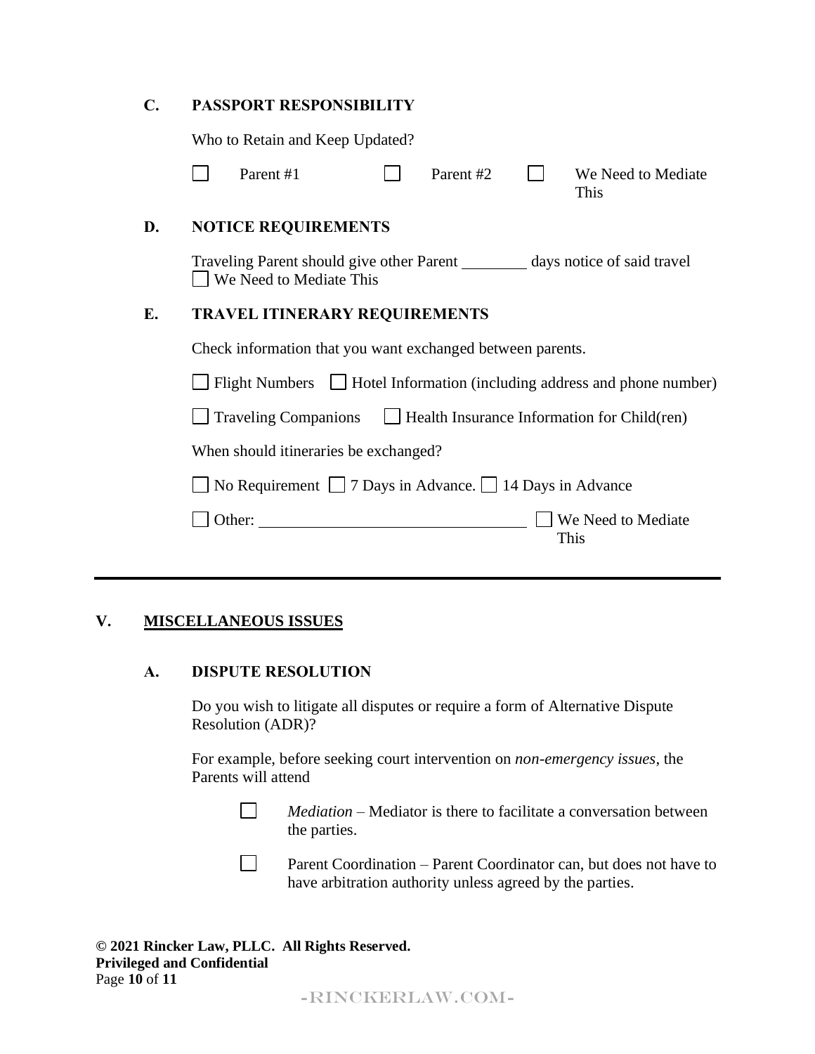### C. PASSPORT RESPONSIBILITY

Who to Retain and Keep Updated?

☐ Parent #1 ☐ Parent #2 ☐ We Need to Mediate This

### D. NOTICE REQUIREMENTS

Traveling Parent should give other Parent ________ days notice of said travel
☐ We Need to Mediate This

### E. TRAVEL ITINERARY REQUIREMENTS

Check information that you want exchanged between parents.

☐ Flight Numbers ☐ Hotel Information (including address and phone number)

☐ Traveling Companions ☐ Health Insurance Information for Child(ren)

When should itineraries be exchanged?

☐ No Requirement ☐ 7 Days in Advance. ☐ 14 Days in Advance

☐ Other: ________________________________ ☐ We Need to Mediate This

---

## V. MISCELLANEOUS ISSUES

### A. DISPUTE RESOLUTION

Do you wish to litigate all disputes or require a form of Alternative Dispute Resolution (ADR)?

For example, before seeking court intervention on *non-emergency issues*, the Parents will attend

☐ *Mediation* – Mediator is there to facilitate a conversation between the parties.

☐ Parent Coordination – Parent Coordinator can, but does not have to have arbitration authority unless agreed by the parties.

**© 2021 Rincker Law, PLLC. All Rights Reserved.**
**Privileged and Confidential**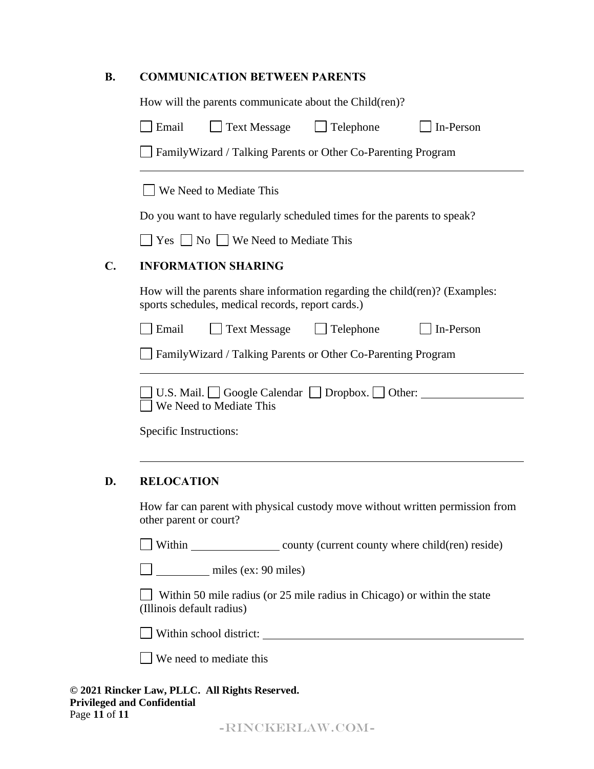## B. COMMUNICATION BETWEEN PARENTS

How will the parents communicate about the Child(ren)?

☐ Email ☐ Text Message ☐ Telephone ☐ In-Person

☐ FamilyWizard / Talking Parents or Other Co-Parenting Program

______________________________________________________________

☐ We Need to Mediate This

Do you want to have regularly scheduled times for the parents to speak?

☐ Yes ☐ No ☐ We Need to Mediate This

## C. INFORMATION SHARING

How will the parents share information regarding the child(ren)? (Examples: sports schedules, medical records, report cards.)

☐ Email ☐ Text Message ☐ Telephone ☐ In-Person

☐ FamilyWizard / Talking Parents or Other Co-Parenting Program

______________________________________________________________

☐ U.S. Mail. ☐ Google Calendar ☐ Dropbox. ☐ Other: ________________
☐ We Need to Mediate This

Specific Instructions:

______________________________________________________________

## D. RELOCATION

How far can parent with physical custody move without written permission from other parent or court?

☐ Within ______________ county (current county where child(ren) reside)

☐ _________ miles (ex: 90 miles)

☐ Within 50 mile radius (or 25 mile radius in Chicago) or within the state (Illinois default radius)

☐ Within school district: ________________________________________

☐ We need to mediate this

**© 2021 Rincker Law, PLLC. All Rights Reserved.**
**Privileged and Confidential**